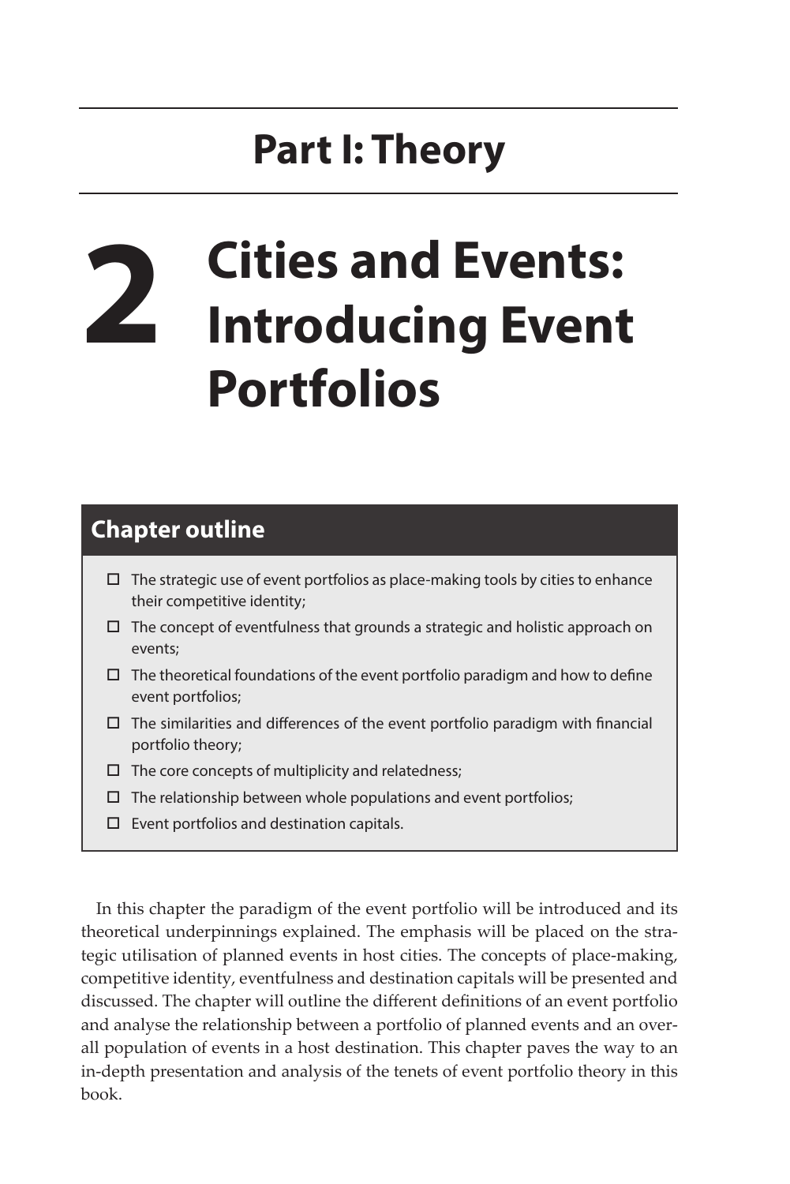# Part I: Theory

# 2 Cities and Events: Introducing Event Portfolios

## Chapter outline

- ☐ The strategic use of event portfolios as place-making tools by cities to enhance their competitive identity;
- ☐ The concept of eventfulness that grounds a strategic and holistic approach on events;
- ☐ The theoretical foundations of the event portfolio paradigm and how to define event portfolios;
- ☐ The similarities and differences of the event portfolio paradigm with financial portfolio theory;
- ☐ The core concepts of multiplicity and relatedness;
- ☐ The relationship between whole populations and event portfolios;
- ☐ Event portfolios and destination capitals.

In this chapter the paradigm of the event portfolio will be introduced and its theoretical underpinnings explained. The emphasis will be placed on the strategic utilisation of planned events in host cities. The concepts of place-making, competitive identity, eventfulness and destination capitals will be presented and discussed. The chapter will outline the different definitions of an event portfolio and analyse the relationship between a portfolio of planned events and an overall population of events in a host destination. This chapter paves the way to an in-depth presentation and analysis of the tenets of event portfolio theory in this book.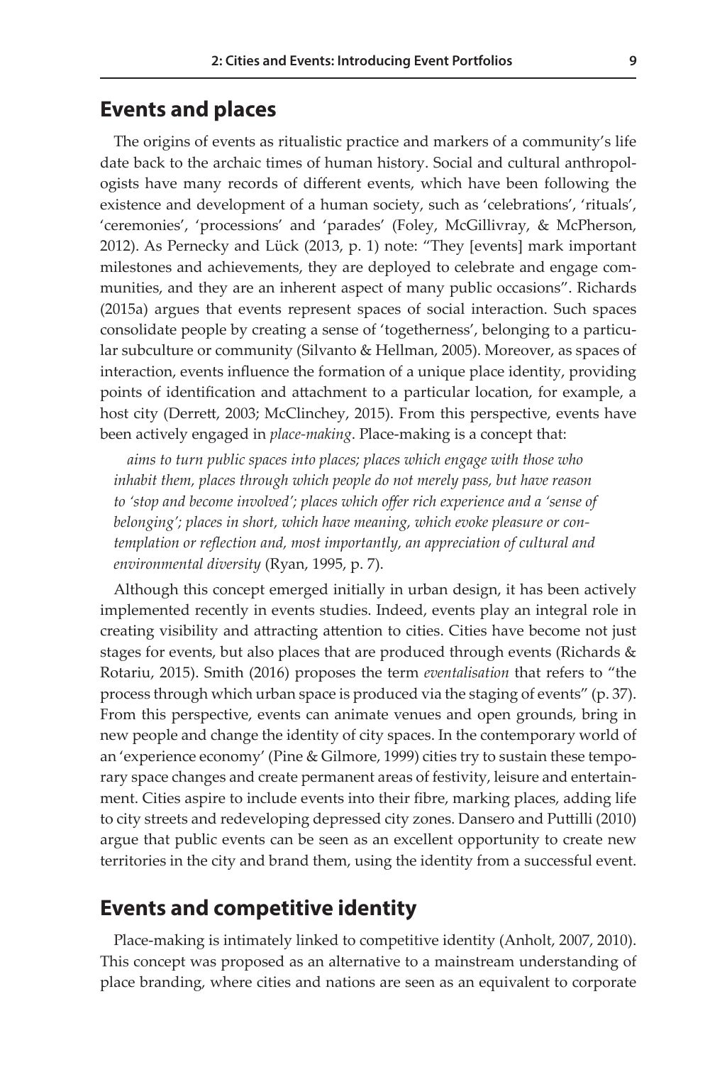## Events and places

The origins of events as ritualistic practice and markers of a community's life date back to the archaic times of human history. Social and cultural anthropologists have many records of different events, which have been following the existence and development of a human society, such as 'celebrations', 'rituals', 'ceremonies', 'processions' and 'parades' (Foley, McGillivray, & McPherson, 2012). As Pernecky and Lück (2013, p. 1) note: "They [events] mark important milestones and achievements, they are deployed to celebrate and engage communities, and they are an inherent aspect of many public occasions". Richards (2015a) argues that events represent spaces of social interaction. Such spaces consolidate people by creating a sense of 'togetherness', belonging to a particular subculture or community (Silvanto & Hellman, 2005). Moreover, as spaces of interaction, events influence the formation of a unique place identity, providing points of identification and attachment to a particular location, for example, a host city (Derrett, 2003; McClinchey, 2015). From this perspective, events have been actively engaged in *place-making*. Place-making is a concept that:

> *aims to turn public spaces into places; places which engage with those who inhabit them, places through which people do not merely pass, but have reason to 'stop and become involved'; places which offer rich experience and a 'sense of belonging'; places in short, which have meaning, which evoke pleasure or contemplation or reflection and, most importantly, an appreciation of cultural and environmental diversity* (Ryan, 1995, p. 7).

Although this concept emerged initially in urban design, it has been actively implemented recently in events studies. Indeed, events play an integral role in creating visibility and attracting attention to cities. Cities have become not just stages for events, but also places that are produced through events (Richards & Rotariu, 2015). Smith (2016) proposes the term *eventalisation* that refers to "the process through which urban space is produced via the staging of events" (p. 37). From this perspective, events can animate venues and open grounds, bring in new people and change the identity of city spaces. In the contemporary world of an 'experience economy' (Pine & Gilmore, 1999) cities try to sustain these temporary space changes and create permanent areas of festivity, leisure and entertainment. Cities aspire to include events into their fibre, marking places, adding life to city streets and redeveloping depressed city zones. Dansero and Puttilli (2010) argue that public events can be seen as an excellent opportunity to create new territories in the city and brand them, using the identity from a successful event.

## Events and competitive identity

Place-making is intimately linked to competitive identity (Anholt, 2007, 2010). This concept was proposed as an alternative to a mainstream understanding of place branding, where cities and nations are seen as an equivalent to corporate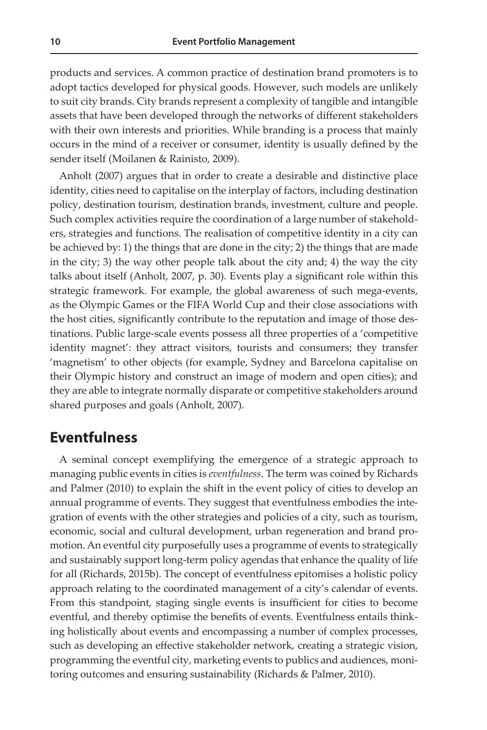products and services. A common practice of destination brand promoters is to adopt tactics developed for physical goods. However, such models are unlikely to suit city brands. City brands represent a complexity of tangible and intangible assets that have been developed through the networks of different stakeholders with their own interests and priorities. While branding is a process that mainly occurs in the mind of a receiver or consumer, identity is usually defined by the sender itself (Moilanen & Rainisto, 2009).

Anholt (2007) argues that in order to create a desirable and distinctive place identity, cities need to capitalise on the interplay of factors, including destination policy, destination tourism, destination brands, investment, culture and people. Such complex activities require the coordination of a large number of stakeholders, strategies and functions. The realisation of competitive identity in a city can be achieved by: 1) the things that are done in the city; 2) the things that are made in the city; 3) the way other people talk about the city and; 4) the way the city talks about itself (Anholt, 2007, p. 30). Events play a significant role within this strategic framework. For example, the global awareness of such mega-events, as the Olympic Games or the FIFA World Cup and their close associations with the host cities, significantly contribute to the reputation and image of those destinations. Public large-scale events possess all three properties of a 'competitive identity magnet': they attract visitors, tourists and consumers; they transfer 'magnetism' to other objects (for example, Sydney and Barcelona capitalise on their Olympic history and construct an image of modern and open cities); and they are able to integrate normally disparate or competitive stakeholders around shared purposes and goals (Anholt, 2007).

## Eventfulness

A seminal concept exemplifying the emergence of a strategic approach to managing public events in cities is *eventfulness*. The term was coined by Richards and Palmer (2010) to explain the shift in the event policy of cities to develop an annual programme of events. They suggest that eventfulness embodies the integration of events with the other strategies and policies of a city, such as tourism, economic, social and cultural development, urban regeneration and brand promotion. An eventful city purposefully uses a programme of events to strategically and sustainably support long-term policy agendas that enhance the quality of life for all (Richards, 2015b). The concept of eventfulness epitomises a holistic policy approach relating to the coordinated management of a city's calendar of events. From this standpoint, staging single events is insufficient for cities to become eventful, and thereby optimise the benefits of events. Eventfulness entails thinking holistically about events and encompassing a number of complex processes, such as developing an effective stakeholder network, creating a strategic vision, programming the eventful city, marketing events to publics and audiences, monitoring outcomes and ensuring sustainability (Richards & Palmer, 2010).